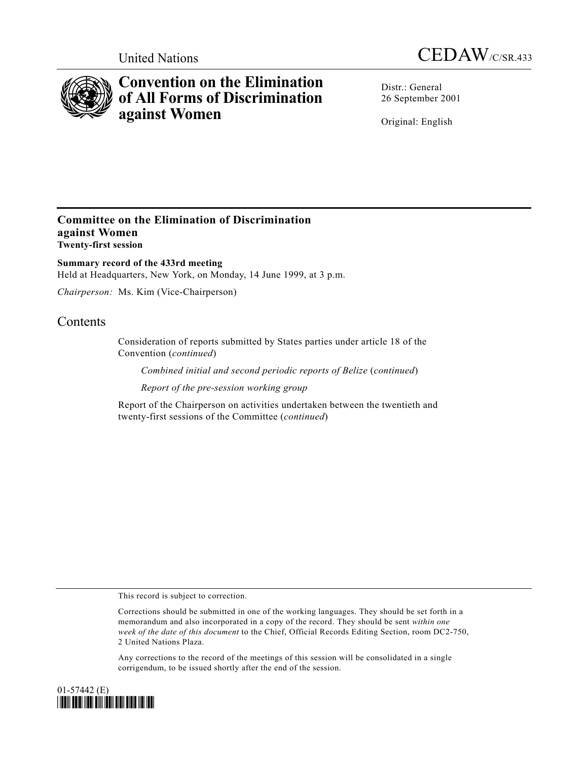United Nations

CEDAW/C/SR.433

# Convention on the Elimination of All Forms of Discrimination against Women

Distr.: General
26 September 2001

Original: English

## Committee on the Elimination of Discrimination against Women
**Twenty-first session**

**Summary record of the 433rd meeting**
Held at Headquarters, New York, on Monday, 14 June 1999, at 3 p.m.

*Chairperson:* Ms. Kim (Vice-Chairperson)

## Contents

Consideration of reports submitted by States parties under article 18 of the Convention (*continued*)

*Combined initial and second periodic reports of Belize* (*continued*)

*Report of the pre-session working group*

Report of the Chairperson on activities undertaken between the twentieth and twenty-first sessions of the Committee (*continued*)

This record is subject to correction.

Corrections should be submitted in one of the working languages. They should be set forth in a memorandum and also incorporated in a copy of the record. They should be sent *within one week of the date of this document* to the Chief, Official Records Editing Section, room DC2-750, 2 United Nations Plaza.

Any corrections to the record of the meetings of this session will be consolidated in a single corrigendum, to be issued shortly after the end of the session.

01-57442 (E)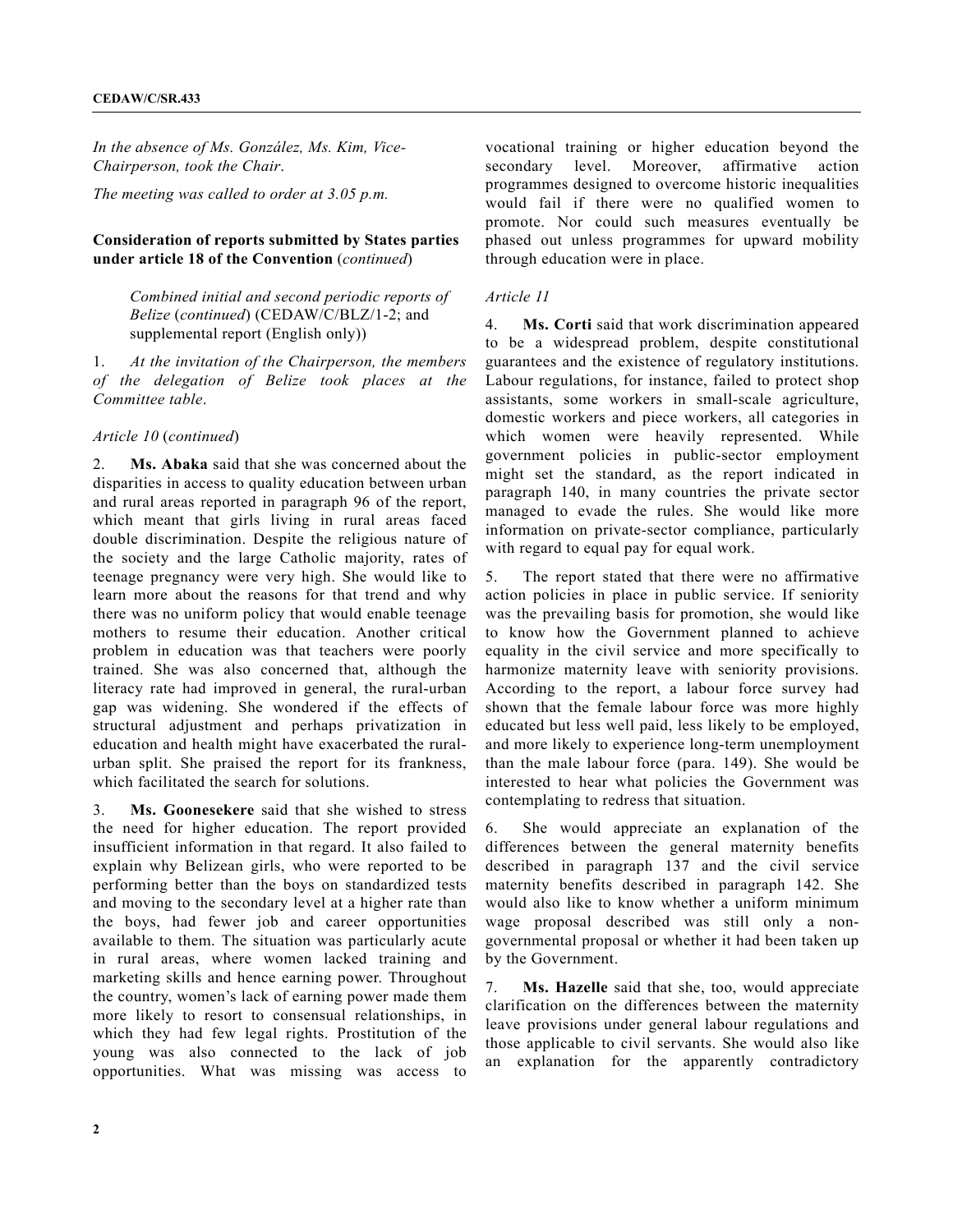*In the absence of Ms. González, Ms. Kim, Vice-Chairperson, took the Chair.*

*The meeting was called to order at 3.05 p.m.*

**Consideration of reports submitted by States parties under article 18 of the Convention** (*continued*)

*Combined initial and second periodic reports of Belize* (*continued*) (CEDAW/C/BLZ/1-2; and supplemental report (English only))

1. *At the invitation of the Chairperson, the members of the delegation of Belize took places at the Committee table.*

*Article 10* (*continued*)

2. **Ms. Abaka** said that she was concerned about the disparities in access to quality education between urban and rural areas reported in paragraph 96 of the report, which meant that girls living in rural areas faced double discrimination. Despite the religious nature of the society and the large Catholic majority, rates of teenage pregnancy were very high. She would like to learn more about the reasons for that trend and why there was no uniform policy that would enable teenage mothers to resume their education. Another critical problem in education was that teachers were poorly trained. She was also concerned that, although the literacy rate had improved in general, the rural-urban gap was widening. She wondered if the effects of structural adjustment and perhaps privatization in education and health might have exacerbated the rural-urban split. She praised the report for its frankness, which facilitated the search for solutions.

3. **Ms. Goonesekere** said that she wished to stress the need for higher education. The report provided insufficient information in that regard. It also failed to explain why Belizean girls, who were reported to be performing better than the boys on standardized tests and moving to the secondary level at a higher rate than the boys, had fewer job and career opportunities available to them. The situation was particularly acute in rural areas, where women lacked training and marketing skills and hence earning power. Throughout the country, women's lack of earning power made them more likely to resort to consensual relationships, in which they had few legal rights. Prostitution of the young was also connected to the lack of job opportunities. What was missing was access to vocational training or higher education beyond the secondary level. Moreover, affirmative action programmes designed to overcome historic inequalities would fail if there were no qualified women to promote. Nor could such measures eventually be phased out unless programmes for upward mobility through education were in place.

*Article 11*

4. **Ms. Corti** said that work discrimination appeared to be a widespread problem, despite constitutional guarantees and the existence of regulatory institutions. Labour regulations, for instance, failed to protect shop assistants, some workers in small-scale agriculture, domestic workers and piece workers, all categories in which women were heavily represented. While government policies in public-sector employment might set the standard, as the report indicated in paragraph 140, in many countries the private sector managed to evade the rules. She would like more information on private-sector compliance, particularly with regard to equal pay for equal work.

5. The report stated that there were no affirmative action policies in place in public service. If seniority was the prevailing basis for promotion, she would like to know how the Government planned to achieve equality in the civil service and more specifically to harmonize maternity leave with seniority provisions. According to the report, a labour force survey had shown that the female labour force was more highly educated but less well paid, less likely to be employed, and more likely to experience long-term unemployment than the male labour force (para. 149). She would be interested to hear what policies the Government was contemplating to redress that situation.

6. She would appreciate an explanation of the differences between the general maternity benefits described in paragraph 137 and the civil service maternity benefits described in paragraph 142. She would also like to know whether a uniform minimum wage proposal described was still only a non-governmental proposal or whether it had been taken up by the Government.

7. **Ms. Hazelle** said that she, too, would appreciate clarification on the differences between the maternity leave provisions under general labour regulations and those applicable to civil servants. She would also like an explanation for the apparently contradictory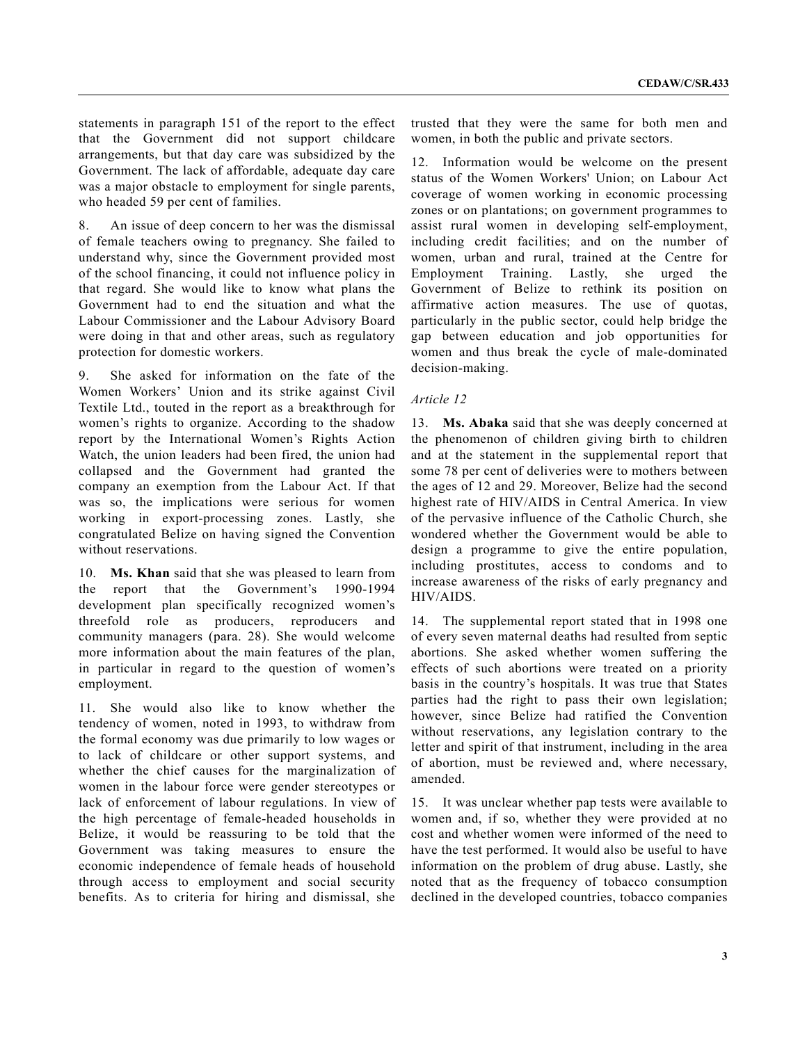statements in paragraph 151 of the report to the effect that the Government did not support childcare arrangements, but that day care was subsidized by the Government. The lack of affordable, adequate day care was a major obstacle to employment for single parents, who headed 59 per cent of families.

8. An issue of deep concern to her was the dismissal of female teachers owing to pregnancy. She failed to understand why, since the Government provided most of the school financing, it could not influence policy in that regard. She would like to know what plans the Government had to end the situation and what the Labour Commissioner and the Labour Advisory Board were doing in that and other areas, such as regulatory protection for domestic workers.

9. She asked for information on the fate of the Women Workers' Union and its strike against Civil Textile Ltd., touted in the report as a breakthrough for women's rights to organize. According to the shadow report by the International Women's Rights Action Watch, the union leaders had been fired, the union had collapsed and the Government had granted the company an exemption from the Labour Act. If that was so, the implications were serious for women working in export-processing zones. Lastly, she congratulated Belize on having signed the Convention without reservations.

10. **Ms. Khan** said that she was pleased to learn from the report that the Government's 1990-1994 development plan specifically recognized women's threefold role as producers, reproducers and community managers (para. 28). She would welcome more information about the main features of the plan, in particular in regard to the question of women's employment.

11. She would also like to know whether the tendency of women, noted in 1993, to withdraw from the formal economy was due primarily to low wages or to lack of childcare or other support systems, and whether the chief causes for the marginalization of women in the labour force were gender stereotypes or lack of enforcement of labour regulations. In view of the high percentage of female-headed households in Belize, it would be reassuring to be told that the Government was taking measures to ensure the economic independence of female heads of household through access to employment and social security benefits. As to criteria for hiring and dismissal, she trusted that they were the same for both men and women, in both the public and private sectors.

12. Information would be welcome on the present status of the Women Workers' Union; on Labour Act coverage of women working in economic processing zones or on plantations; on government programmes to assist rural women in developing self-employment, including credit facilities; and on the number of women, urban and rural, trained at the Centre for Employment Training. Lastly, she urged the Government of Belize to rethink its position on affirmative action measures. The use of quotas, particularly in the public sector, could help bridge the gap between education and job opportunities for women and thus break the cycle of male-dominated decision-making.

*Article 12*

13. **Ms. Abaka** said that she was deeply concerned at the phenomenon of children giving birth to children and at the statement in the supplemental report that some 78 per cent of deliveries were to mothers between the ages of 12 and 29. Moreover, Belize had the second highest rate of HIV/AIDS in Central America. In view of the pervasive influence of the Catholic Church, she wondered whether the Government would be able to design a programme to give the entire population, including prostitutes, access to condoms and to increase awareness of the risks of early pregnancy and HIV/AIDS.

14. The supplemental report stated that in 1998 one of every seven maternal deaths had resulted from septic abortions. She asked whether women suffering the effects of such abortions were treated on a priority basis in the country's hospitals. It was true that States parties had the right to pass their own legislation; however, since Belize had ratified the Convention without reservations, any legislation contrary to the letter and spirit of that instrument, including in the area of abortion, must be reviewed and, where necessary, amended.

15. It was unclear whether pap tests were available to women and, if so, whether they were provided at no cost and whether women were informed of the need to have the test performed. It would also be useful to have information on the problem of drug abuse. Lastly, she noted that as the frequency of tobacco consumption declined in the developed countries, tobacco companies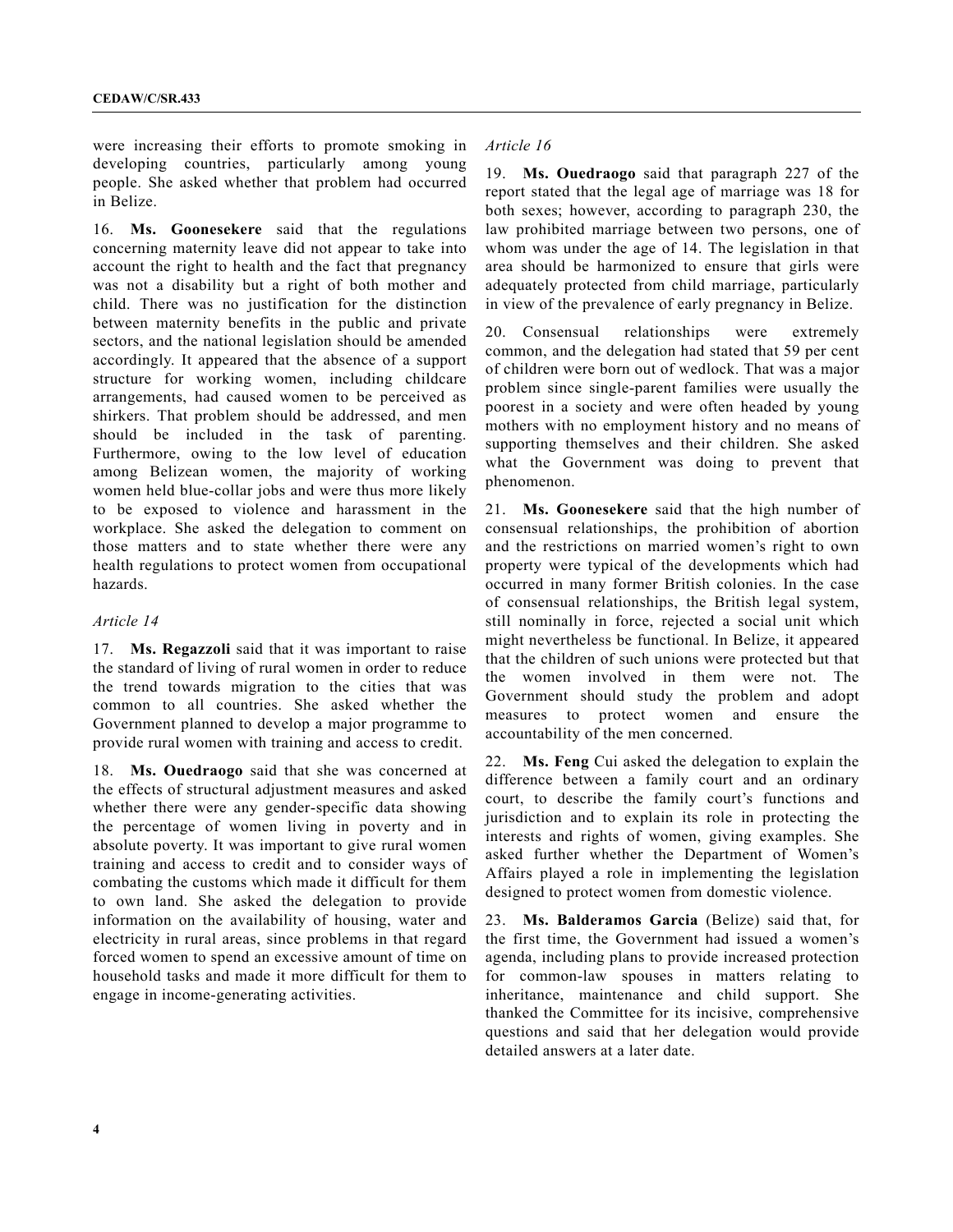were increasing their efforts to promote smoking in developing countries, particularly among young people. She asked whether that problem had occurred in Belize.

16. **Ms. Goonesekere** said that the regulations concerning maternity leave did not appear to take into account the right to health and the fact that pregnancy was not a disability but a right of both mother and child. There was no justification for the distinction between maternity benefits in the public and private sectors, and the national legislation should be amended accordingly. It appeared that the absence of a support structure for working women, including childcare arrangements, had caused women to be perceived as shirkers. That problem should be addressed, and men should be included in the task of parenting. Furthermore, owing to the low level of education among Belizean women, the majority of working women held blue-collar jobs and were thus more likely to be exposed to violence and harassment in the workplace. She asked the delegation to comment on those matters and to state whether there were any health regulations to protect women from occupational hazards.

*Article 14*

17. **Ms. Regazzoli** said that it was important to raise the standard of living of rural women in order to reduce the trend towards migration to the cities that was common to all countries. She asked whether the Government planned to develop a major programme to provide rural women with training and access to credit.

18. **Ms. Ouedraogo** said that she was concerned at the effects of structural adjustment measures and asked whether there were any gender-specific data showing the percentage of women living in poverty and in absolute poverty. It was important to give rural women training and access to credit and to consider ways of combating the customs which made it difficult for them to own land. She asked the delegation to provide information on the availability of housing, water and electricity in rural areas, since problems in that regard forced women to spend an excessive amount of time on household tasks and made it more difficult for them to engage in income-generating activities.

*Article 16*

19. **Ms. Ouedraogo** said that paragraph 227 of the report stated that the legal age of marriage was 18 for both sexes; however, according to paragraph 230, the law prohibited marriage between two persons, one of whom was under the age of 14. The legislation in that area should be harmonized to ensure that girls were adequately protected from child marriage, particularly in view of the prevalence of early pregnancy in Belize.

20. Consensual relationships were extremely common, and the delegation had stated that 59 per cent of children were born out of wedlock. That was a major problem since single-parent families were usually the poorest in a society and were often headed by young mothers with no employment history and no means of supporting themselves and their children. She asked what the Government was doing to prevent that phenomenon.

21. **Ms. Goonesekere** said that the high number of consensual relationships, the prohibition of abortion and the restrictions on married women's right to own property were typical of the developments which had occurred in many former British colonies. In the case of consensual relationships, the British legal system, still nominally in force, rejected a social unit which might nevertheless be functional. In Belize, it appeared that the children of such unions were protected but that the women involved in them were not. The Government should study the problem and adopt measures to protect women and ensure the accountability of the men concerned.

22. **Ms. Feng** Cui asked the delegation to explain the difference between a family court and an ordinary court, to describe the family court's functions and jurisdiction and to explain its role in protecting the interests and rights of women, giving examples. She asked further whether the Department of Women's Affairs played a role in implementing the legislation designed to protect women from domestic violence.

23. **Ms. Balderamos Garcia** (Belize) said that, for the first time, the Government had issued a women's agenda, including plans to provide increased protection for common-law spouses in matters relating to inheritance, maintenance and child support. She thanked the Committee for its incisive, comprehensive questions and said that her delegation would provide detailed answers at a later date.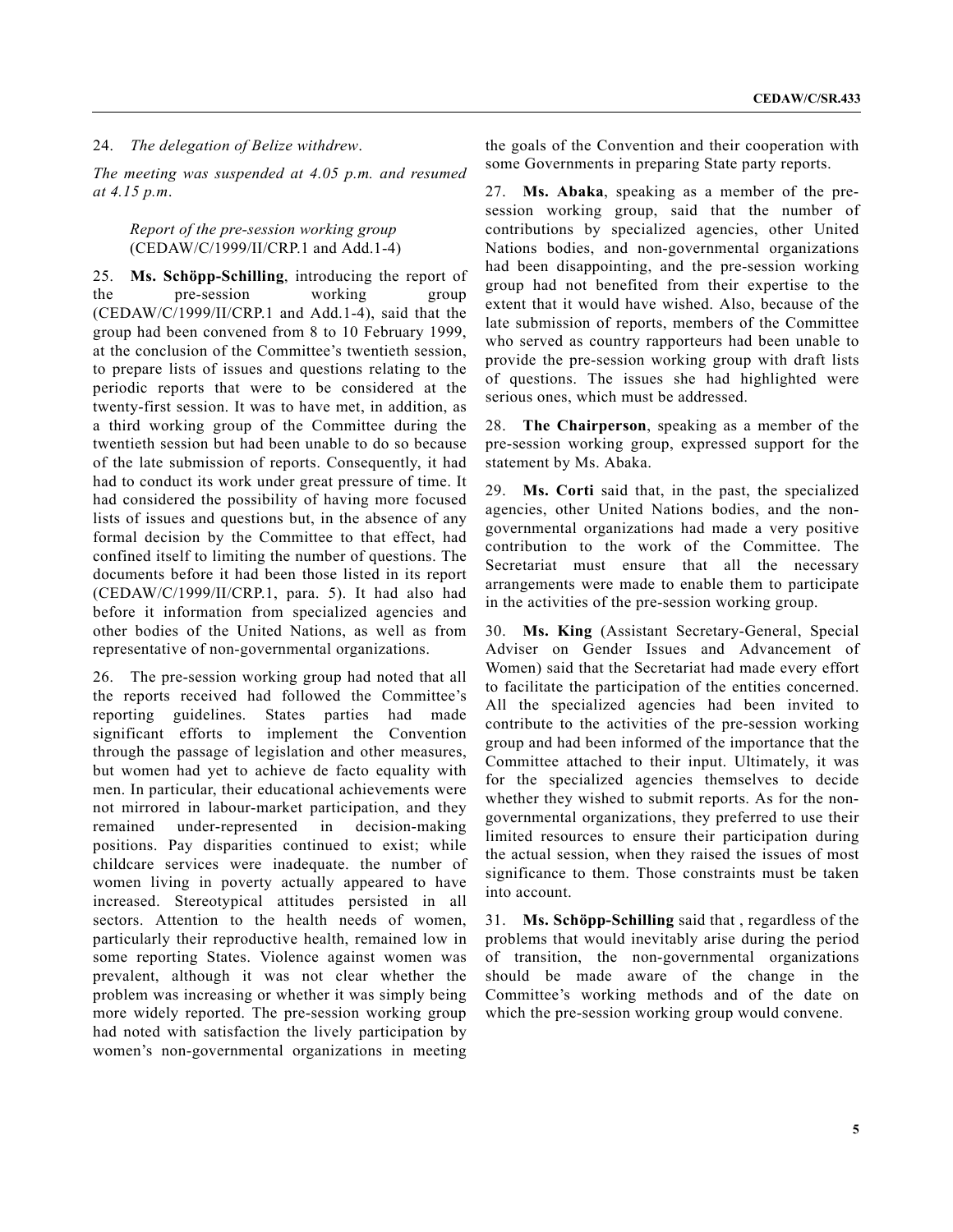24. *The delegation of Belize withdrew*.

*The meeting was suspended at 4.05 p.m. and resumed at 4.15 p.m.*

*Report of the pre-session working group* (CEDAW/C/1999/II/CRP.1 and Add.1-4)

25. **Ms. Schöpp-Schilling**, introducing the report of the pre-session working group (CEDAW/C/1999/II/CRP.1 and Add.1-4), said that the group had been convened from 8 to 10 February 1999, at the conclusion of the Committee's twentieth session, to prepare lists of issues and questions relating to the periodic reports that were to be considered at the twenty-first session. It was to have met, in addition, as a third working group of the Committee during the twentieth session but had been unable to do so because of the late submission of reports. Consequently, it had had to conduct its work under great pressure of time. It had considered the possibility of having more focused lists of issues and questions but, in the absence of any formal decision by the Committee to that effect, had confined itself to limiting the number of questions. The documents before it had been those listed in its report (CEDAW/C/1999/II/CRP.1, para. 5). It had also had before it information from specialized agencies and other bodies of the United Nations, as well as from representative of non-governmental organizations.

26. The pre-session working group had noted that all the reports received had followed the Committee's reporting guidelines. States parties had made significant efforts to implement the Convention through the passage of legislation and other measures, but women had yet to achieve de facto equality with men. In particular, their educational achievements were not mirrored in labour-market participation, and they remained under-represented in decision-making positions. Pay disparities continued to exist; while childcare services were inadequate. the number of women living in poverty actually appeared to have increased. Stereotypical attitudes persisted in all sectors. Attention to the health needs of women, particularly their reproductive health, remained low in some reporting States. Violence against women was prevalent, although it was not clear whether the problem was increasing or whether it was simply being more widely reported. The pre-session working group had noted with satisfaction the lively participation by women's non-governmental organizations in meeting the goals of the Convention and their cooperation with some Governments in preparing State party reports.

27. **Ms. Abaka**, speaking as a member of the pre-session working group, said that the number of contributions by specialized agencies, other United Nations bodies, and non-governmental organizations had been disappointing, and the pre-session working group had not benefited from their expertise to the extent that it would have wished. Also, because of the late submission of reports, members of the Committee who served as country rapporteurs had been unable to provide the pre-session working group with draft lists of questions. The issues she had highlighted were serious ones, which must be addressed.

28. **The Chairperson**, speaking as a member of the pre-session working group, expressed support for the statement by Ms. Abaka.

29. **Ms. Corti** said that, in the past, the specialized agencies, other United Nations bodies, and the non-governmental organizations had made a very positive contribution to the work of the Committee. The Secretariat must ensure that all the necessary arrangements were made to enable them to participate in the activities of the pre-session working group.

30. **Ms. King** (Assistant Secretary-General, Special Adviser on Gender Issues and Advancement of Women) said that the Secretariat had made every effort to facilitate the participation of the entities concerned. All the specialized agencies had been invited to contribute to the activities of the pre-session working group and had been informed of the importance that the Committee attached to their input. Ultimately, it was for the specialized agencies themselves to decide whether they wished to submit reports. As for the non-governmental organizations, they preferred to use their limited resources to ensure their participation during the actual session, when they raised the issues of most significance to them. Those constraints must be taken into account.

31. **Ms. Schöpp-Schilling** said that , regardless of the problems that would inevitably arise during the period of transition, the non-governmental organizations should be made aware of the change in the Committee's working methods and of the date on which the pre-session working group would convene.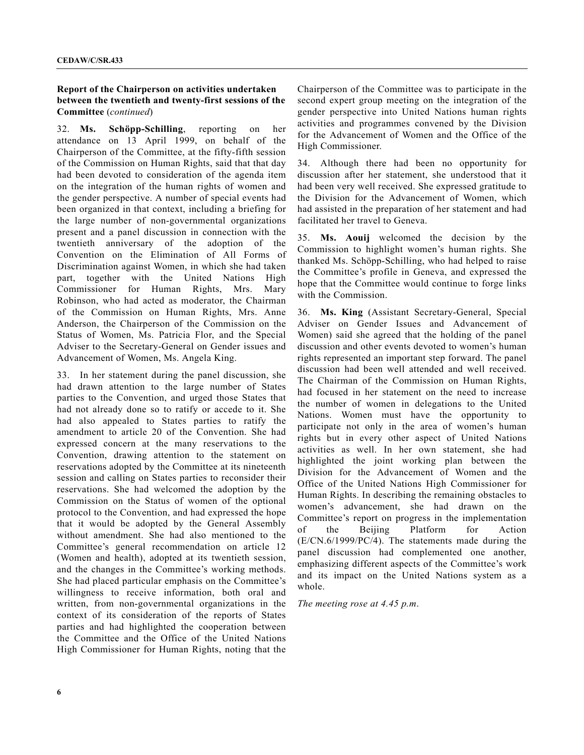**Report of the Chairperson on activities undertaken between the twentieth and twenty-first sessions of the Committee** (*continued*)

32. **Ms. Schöpp-Schilling**, reporting on her attendance on 13 April 1999, on behalf of the Chairperson of the Committee, at the fifty-fifth session of the Commission on Human Rights, said that that day had been devoted to consideration of the agenda item on the integration of the human rights of women and the gender perspective. A number of special events had been organized in that context, including a briefing for the large number of non-governmental organizations present and a panel discussion in connection with the twentieth anniversary of the adoption of the Convention on the Elimination of All Forms of Discrimination against Women, in which she had taken part, together with the United Nations High Commissioner for Human Rights, Mrs. Mary Robinson, who had acted as moderator, the Chairman of the Commission on Human Rights, Mrs. Anne Anderson, the Chairperson of the Commission on the Status of Women, Ms. Patricia Flor, and the Special Adviser to the Secretary-General on Gender issues and Advancement of Women, Ms. Angela King.

33. In her statement during the panel discussion, she had drawn attention to the large number of States parties to the Convention, and urged those States that had not already done so to ratify or accede to it. She had also appealed to States parties to ratify the amendment to article 20 of the Convention. She had expressed concern at the many reservations to the Convention, drawing attention to the statement on reservations adopted by the Committee at its nineteenth session and calling on States parties to reconsider their reservations. She had welcomed the adoption by the Commission on the Status of women of the optional protocol to the Convention, and had expressed the hope that it would be adopted by the General Assembly without amendment. She had also mentioned to the Committee's general recommendation on article 12 (Women and health), adopted at its twentieth session, and the changes in the Committee's working methods. She had placed particular emphasis on the Committee's willingness to receive information, both oral and written, from non-governmental organizations in the context of its consideration of the reports of States parties and had highlighted the cooperation between the Committee and the Office of the United Nations High Commissioner for Human Rights, noting that the Chairperson of the Committee was to participate in the second expert group meeting on the integration of the gender perspective into United Nations human rights activities and programmes convened by the Division for the Advancement of Women and the Office of the High Commissioner.

34. Although there had been no opportunity for discussion after her statement, she understood that it had been very well received. She expressed gratitude to the Division for the Advancement of Women, which had assisted in the preparation of her statement and had facilitated her travel to Geneva.

35. **Ms. Aouij** welcomed the decision by the Commission to highlight women's human rights. She thanked Ms. Schöpp-Schilling, who had helped to raise the Committee's profile in Geneva, and expressed the hope that the Committee would continue to forge links with the Commission.

36. **Ms. King** (Assistant Secretary-General, Special Adviser on Gender Issues and Advancement of Women) said she agreed that the holding of the panel discussion and other events devoted to women's human rights represented an important step forward. The panel discussion had been well attended and well received. The Chairman of the Commission on Human Rights, had focused in her statement on the need to increase the number of women in delegations to the United Nations. Women must have the opportunity to participate not only in the area of women's human rights but in every other aspect of United Nations activities as well. In her own statement, she had highlighted the joint working plan between the Division for the Advancement of Women and the Office of the United Nations High Commissioner for Human Rights. In describing the remaining obstacles to women's advancement, she had drawn on the Committee's report on progress in the implementation of the Beijing Platform for Action (E/CN.6/1999/PC/4). The statements made during the panel discussion had complemented one another, emphasizing different aspects of the Committee's work and its impact on the United Nations system as a whole.

*The meeting rose at 4.45 p.m.*